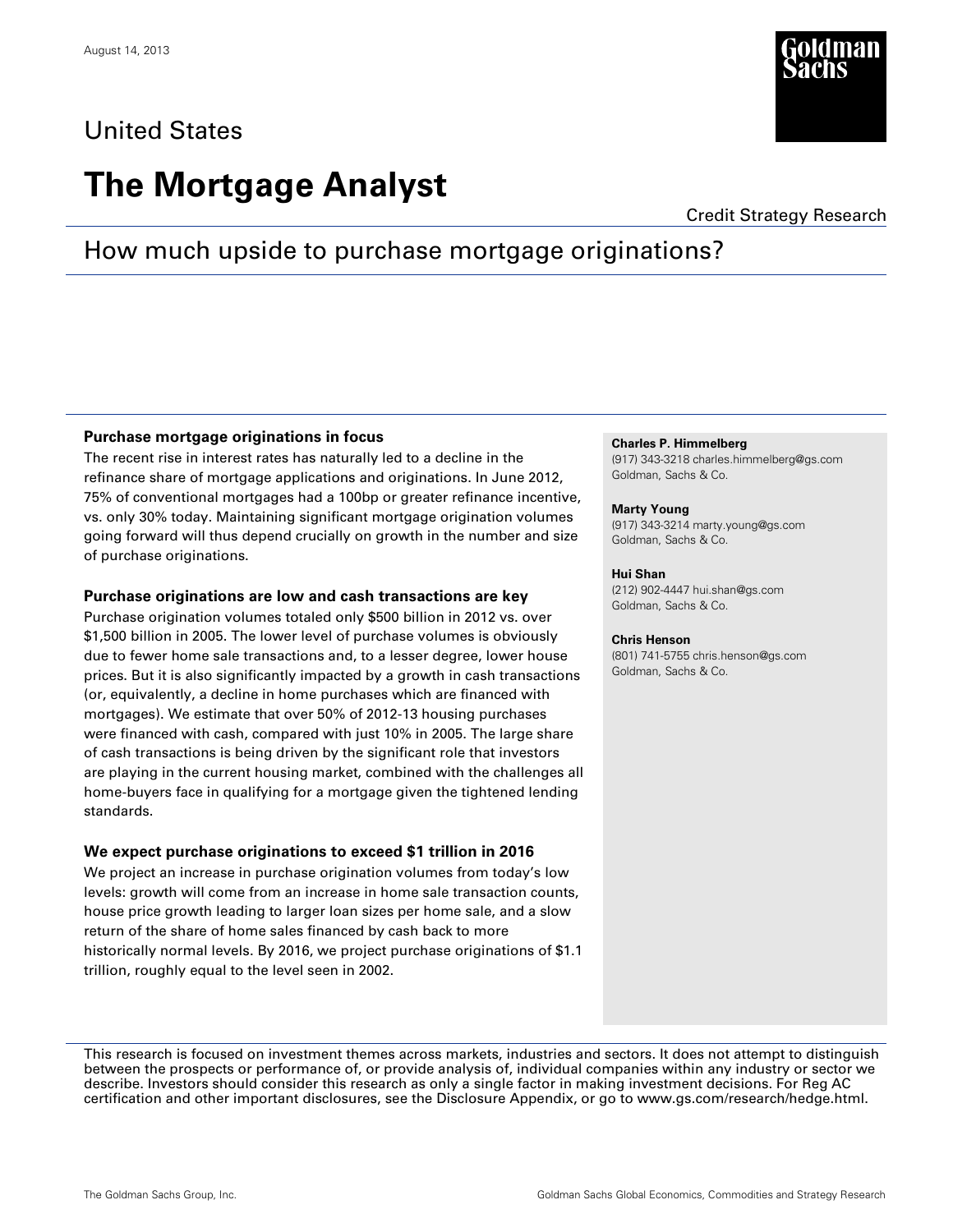August 14, 2013

United States

# The Mortgage Analyst

Credit Strategy Research

## How much upside to purchase mortgage originations?

### Purchase mortgage originations in focus

The recent rise in interest rates has naturally led to a decline in the refinance share of mortgage applications and originations. In June 2012, 75% of conventional mortgages had a 100bp or greater refinance incentive, vs. only 30% today. Maintaining significant mortgage origination volumes going forward will thus depend crucially on growth in the number and size of purchase originations.

### Purchase originations are low and cash transactions are key

Purchase origination volumes totaled only $500 billion in 2012 vs. over $1,500 billion in 2005. The lower level of purchase volumes is obviously due to fewer home sale transactions and, to a lesser degree, lower house prices. But it is also significantly impacted by a growth in cash transactions (or, equivalently, a decline in home purchases which are financed with mortgages). We estimate that over 50% of 2012-13 housing purchases were financed with cash, compared with just 10% in 2005. The large share of cash transactions is being driven by the significant role that investors are playing in the current housing market, combined with the challenges all home-buyers face in qualifying for a mortgage given the tightened lending standards.

### We expect purchase originations to exceed $1 trillion in 2016

We project an increase in purchase origination volumes from today's low levels: growth will come from an increase in home sale transaction counts, house price growth leading to larger loan sizes per home sale, and a slow return of the share of home sales financed by cash back to more historically normal levels. By 2016, we project purchase originations of $1.1 trillion, roughly equal to the level seen in 2002.

**Charles P. Himmelberg**
(917) 343-3218 charles.himmelberg@gs.com
Goldman, Sachs & Co.

**Marty Young**
(917) 343-3214 marty.young@gs.com
Goldman, Sachs & Co.

**Hui Shan**
(212) 902-4447 hui.shan@gs.com
Goldman, Sachs & Co.

**Chris Henson**
(801) 741-5755 chris.henson@gs.com
Goldman, Sachs & Co.

This research is focused on investment themes across markets, industries and sectors. It does not attempt to distinguish between the prospects or performance of, or provide analysis of, individual companies within any industry or sector we describe. Investors should consider this research as only a single factor in making investment decisions. For Reg AC certification and other important disclosures, see the Disclosure Appendix, or go to www.gs.com/research/hedge.html.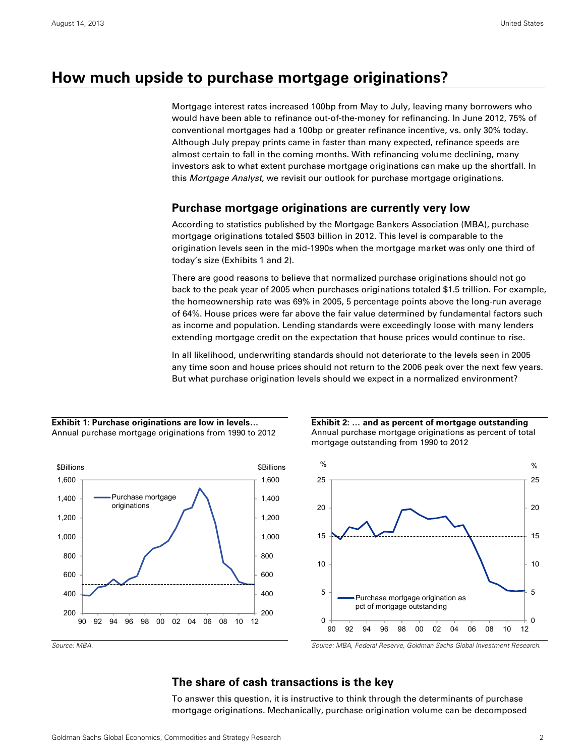## How much upside to purchase mortgage originations?

Mortgage interest rates increased 100bp from May to July, leaving many borrowers who would have been able to refinance out-of-the-money for refinancing. In June 2012, 75% of conventional mortgages had a 100bp or greater refinance incentive, vs. only 30% today. Although July prepay prints came in faster than many expected, refinance speeds are almost certain to fall in the coming months. With refinancing volume declining, many investors ask to what extent purchase mortgage originations can make up the shortfall. In this *Mortgage Analyst*, we revisit our outlook for purchase mortgage originations.

### Purchase mortgage originations are currently very low

According to statistics published by the Mortgage Bankers Association (MBA), purchase mortgage originations totaled $503 billion in 2012. This level is comparable to the origination levels seen in the mid-1990s when the mortgage market was only one third of today's size (Exhibits 1 and 2).

There are good reasons to believe that normalized purchase originations should not go back to the peak year of 2005 when purchases originations totaled $1.5 trillion. For example, the homeownership rate was 69% in 2005, 5 percentage points above the long-run average of 64%. House prices were far above the fair value determined by fundamental factors such as income and population. Lending standards were exceedingly loose with many lenders extending mortgage credit on the expectation that house prices would continue to rise.

In all likelihood, underwriting standards should not deteriorate to the levels seen in 2005 any time soon and house prices should not return to the 2006 peak over the next few years. But what purchase origination levels should we expect in a normalized environment?

**Exhibit 1: Purchase originations are low in levels…**
Annual purchase mortgage originations from 1990 to 2012

*Source: MBA.*

**Exhibit 2: … and as percent of mortgage outstanding**
Annual purchase mortgage originations as percent of total mortgage outstanding from 1990 to 2012

*Source: MBA, Federal Reserve, Goldman Sachs Global Investment Research.*

### The share of cash transactions is the key

To answer this question, it is instructive to think through the determinants of purchase mortgage originations. Mechanically, purchase origination volume can be decomposed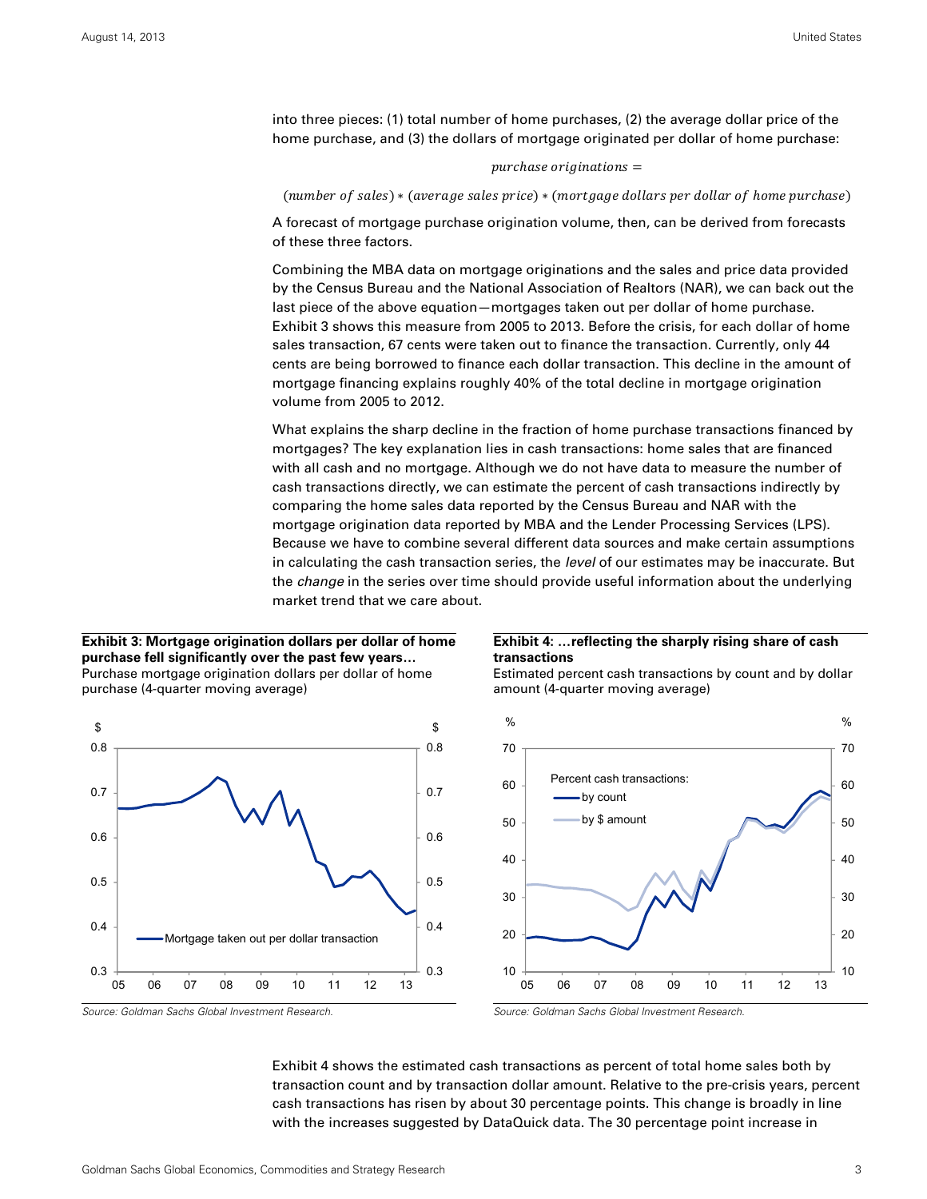into three pieces: (1) total number of home purchases, (2) the average dollar price of the home purchase, and (3) the dollars of mortgage originated per dollar of home purchase:

$$purchase\ originations =$$
$$(number\ of\ sales) * (average\ sales\ price) * (mortgage\ dollars\ per\ dollar\ of\ home\ purchase)$$

A forecast of mortgage purchase origination volume, then, can be derived from forecasts of these three factors.

Combining the MBA data on mortgage originations and the sales and price data provided by the Census Bureau and the National Association of Realtors (NAR), we can back out the last piece of the above equation—mortgages taken out per dollar of home purchase. Exhibit 3 shows this measure from 2005 to 2013. Before the crisis, for each dollar of home sales transaction, 67 cents were taken out to finance the transaction. Currently, only 44 cents are being borrowed to finance each dollar transaction. This decline in the amount of mortgage financing explains roughly 40% of the total decline in mortgage origination volume from 2005 to 2012.

What explains the sharp decline in the fraction of home purchase transactions financed by mortgages? The key explanation lies in cash transactions: home sales that are financed with all cash and no mortgage. Although we do not have data to measure the number of cash transactions directly, we can estimate the percent of cash transactions indirectly by comparing the home sales data reported by the Census Bureau and NAR with the mortgage origination data reported by MBA and the Lender Processing Services (LPS). Because we have to combine several different data sources and make certain assumptions in calculating the cash transaction series, the *level* of our estimates may be inaccurate. But the *change* in the series over time should provide useful information about the underlying market trend that we care about.

**Exhibit 3: Mortgage origination dollars per dollar of home purchase fell significantly over the past few years…**
Purchase mortgage origination dollars per dollar of home purchase (4-quarter moving average)

*Source: Goldman Sachs Global Investment Research.*

**Exhibit 4: …reflecting the sharply rising share of cash transactions**
Estimated percent cash transactions by count and by dollar amount (4-quarter moving average)

*Source: Goldman Sachs Global Investment Research.*

Exhibit 4 shows the estimated cash transactions as percent of total home sales both by transaction count and by transaction dollar amount. Relative to the pre-crisis years, percent cash transactions has risen by about 30 percentage points. This change is broadly in line with the increases suggested by DataQuick data. The 30 percentage point increase in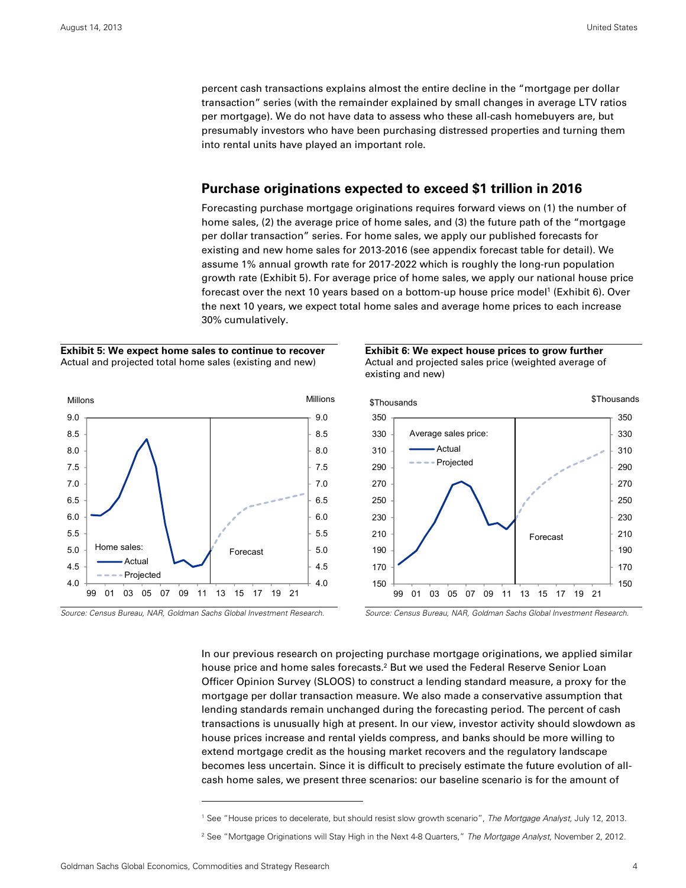percent cash transactions explains almost the entire decline in the "mortgage per dollar transaction" series (with the remainder explained by small changes in average LTV ratios per mortgage). We do not have data to assess who these all-cash homebuyers are, but presumably investors who have been purchasing distressed properties and turning them into rental units have played an important role.

## Purchase originations expected to exceed $1 trillion in 2016

Forecasting purchase mortgage originations requires forward views on (1) the number of home sales, (2) the average price of home sales, and (3) the future path of the "mortgage per dollar transaction" series. For home sales, we apply our published forecasts for existing and new home sales for 2013-2016 (see appendix forecast table for detail). We assume 1% annual growth rate for 2017-2022 which is roughly the long-run population growth rate (Exhibit 5). For average price of home sales, we apply our national house price forecast over the next 10 years based on a bottom-up house price model[1] (Exhibit 6). Over the next 10 years, we expect total home sales and average home prices to each increase 30% cumulatively.

**Exhibit 5: We expect home sales to continue to recover**
Actual and projected total home sales (existing and new)

*Source: Census Bureau, NAR, Goldman Sachs Global Investment Research.*

**Exhibit 6: We expect house prices to grow further**
Actual and projected sales price (weighted average of existing and new)

*Source: Census Bureau, NAR, Goldman Sachs Global Investment Research.*

In our previous research on projecting purchase mortgage originations, we applied similar house price and home sales forecasts.[2] But we used the Federal Reserve Senior Loan Officer Opinion Survey (SLOOS) to construct a lending standard measure, a proxy for the mortgage per dollar transaction measure. We also made a conservative assumption that lending standards remain unchanged during the forecasting period. The percent of cash transactions is unusually high at present. In our view, investor activity should slowdown as house prices increase and rental yields compress, and banks should be more willing to extend mortgage credit as the housing market recovers and the regulatory landscape becomes less uncertain. Since it is difficult to precisely estimate the future evolution of all-cash home sales, we present three scenarios: our baseline scenario is for the amount of

[1] See "House prices to decelerate, but should resist slow growth scenario", *The Mortgage Analyst*, July 12, 2013.

[2] See "Mortgage Originations will Stay High in the Next 4-8 Quarters," *The Mortgage Analyst*, November 2, 2012.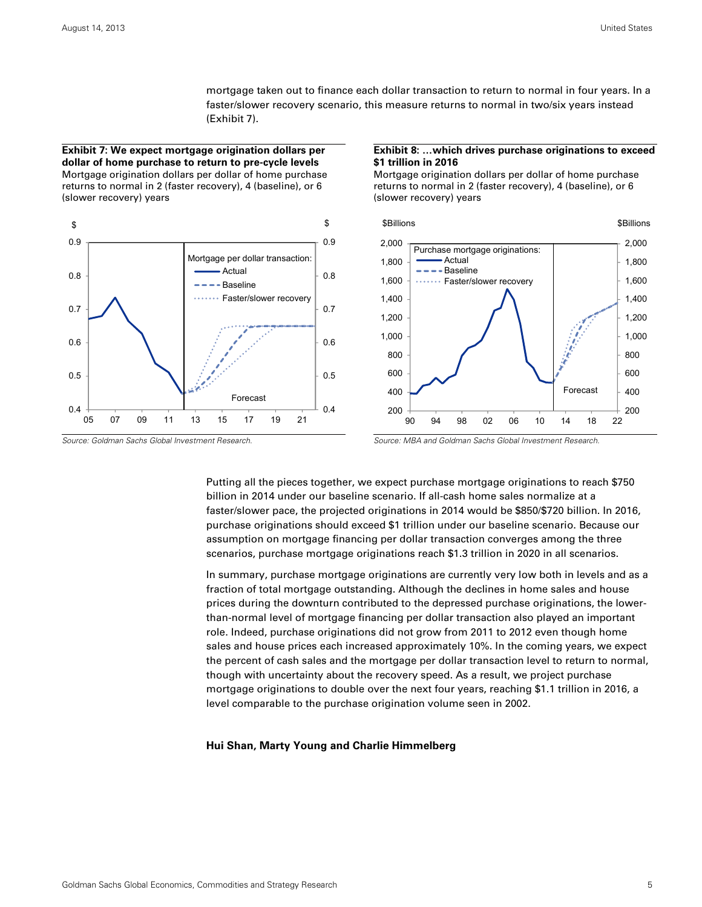mortgage taken out to finance each dollar transaction to return to normal in four years. In a faster/slower recovery scenario, this measure returns to normal in two/six years instead (Exhibit 7).

**Exhibit 7: We expect mortgage origination dollars per dollar of home purchase to return to pre-cycle levels**
Mortgage origination dollars per dollar of home purchase returns to normal in 2 (faster recovery), 4 (baseline), or 6 (slower recovery) years

*Source: Goldman Sachs Global Investment Research.*

**Exhibit 8: …which drives purchase originations to exceed $1 trillion in 2016**
Mortgage origination dollars per dollar of home purchase returns to normal in 2 (faster recovery), 4 (baseline), or 6 (slower recovery) years

*Source: MBA and Goldman Sachs Global Investment Research.*

Putting all the pieces together, we expect purchase mortgage originations to reach $750 billion in 2014 under our baseline scenario. If all-cash home sales normalize at a faster/slower pace, the projected originations in 2014 would be $850/$720 billion. In 2016, purchase originations should exceed $1 trillion under our baseline scenario. Because our assumption on mortgage financing per dollar transaction converges among the three scenarios, purchase mortgage originations reach $1.3 trillion in 2020 in all scenarios.

In summary, purchase mortgage originations are currently very low both in levels and as a fraction of total mortgage outstanding. Although the declines in home sales and house prices during the downturn contributed to the depressed purchase originations, the lower-than-normal level of mortgage financing per dollar transaction also played an important role. Indeed, purchase originations did not grow from 2011 to 2012 even though home sales and house prices each increased approximately 10%. In the coming years, we expect the percent of cash sales and the mortgage per dollar transaction level to return to normal, though with uncertainty about the recovery speed. As a result, we project purchase mortgage originations to double over the next four years, reaching $1.1 trillion in 2016, a level comparable to the purchase origination volume seen in 2002.

**Hui Shan, Marty Young and Charlie Himmelberg**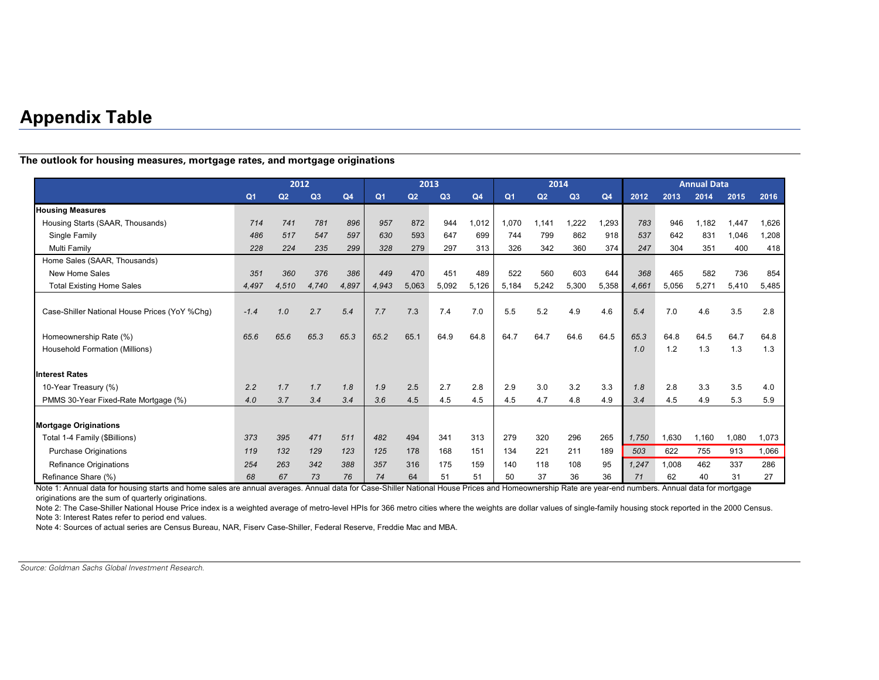# Appendix Table

**The outlook for housing measures, mortgage rates, and mortgage originations**

| | 2012 | | | | 2013 | | | | 2014 | | | | Annual Data | | | | |
|---|---|---|---|---|---|---|---|---|---|---|---|---|---|---|---|---|---|
| | Q1 | Q2 | Q3 | Q4 | Q1 | Q2 | Q3 | Q4 | Q1 | Q2 | Q3 | Q4 | 2012 | 2013 | 2014 | 2015 | 2016 |
| **Housing Measures** | | | | | | | | | | | | | | | | | |
| Housing Starts (SAAR, Thousands) | *714* | *741* | *781* | *896* | *957* | 872 | 944 | 1,012 | 1,070 | 1,141 | 1,222 | 1,293 | *783* | 946 | 1,182 | 1,447 | 1,626 |
| Single Family | *486* | *517* | *547* | *597* | *630* | 593 | 647 | 699 | 744 | 799 | 862 | 918 | *537* | 642 | 831 | 1,046 | 1,208 |
| Multi Family | *228* | *224* | *235* | *299* | *328* | 279 | 297 | 313 | 326 | 342 | 360 | 374 | *247* | 304 | 351 | 400 | 418 |
| Home Sales (SAAR, Thousands) | | | | | | | | | | | | | | | | | |
| New Home Sales | *351* | *360* | *376* | *386* | *449* | 470 | 451 | 489 | 522 | 560 | 603 | 644 | *368* | 465 | 582 | 736 | 854 |
| Total Existing Home Sales | *4,497* | *4,510* | *4,740* | *4,897* | *4,943* | 5,063 | 5,092 | 5,126 | 5,184 | 5,242 | 5,300 | 5,358 | *4,661* | 5,056 | 5,271 | 5,410 | 5,485 |
| Case-Shiller National House Prices (YoY %Chg) | *-1.4* | *1.0* | *2.7* | *5.4* | *7.7* | 7.3 | 7.4 | 7.0 | 5.5 | 5.2 | 4.9 | 4.6 | *5.4* | 7.0 | 4.6 | 3.5 | 2.8 |
| Homeownership Rate (%) | *65.6* | *65.6* | *65.3* | *65.3* | *65.2* | 65.1 | 64.9 | 64.8 | 64.7 | 64.7 | 64.6 | 64.5 | *65.3* | 64.8 | 64.5 | 64.7 | 64.8 |
| Household Formation (Millions) | | | | | | | | | | | | | *1.0* | 1.2 | 1.3 | 1.3 | 1.3 |
| **Interest Rates** | | | | | | | | | | | | | | | | | |
| 10-Year Treasury (%) | *2.2* | *1.7* | *1.7* | *1.8* | *1.9* | 2.5 | 2.7 | 2.8 | 2.9 | 3.0 | 3.2 | 3.3 | *1.8* | 2.8 | 3.3 | 3.5 | 4.0 |
| PMMS 30-Year Fixed-Rate Mortgage (%) | *4.0* | *3.7* | *3.4* | *3.4* | *3.6* | 4.5 | 4.5 | 4.5 | 4.5 | 4.7 | 4.8 | 4.9 | *3.4* | 4.5 | 4.9 | 5.3 | 5.9 |
| **Mortgage Originations** | | | | | | | | | | | | | | | | | |
| Total 1-4 Family ($Billions) | *373* | *395* | *471* | *511* | *482* | 494 | 341 | 313 | 279 | 320 | 296 | 265 | *1,750* | 1,630 | 1,160 | 1,080 | 1,073 |
| Purchase Originations | *119* | *132* | *129* | *123* | *125* | 178 | 168 | 151 | 134 | 221 | 211 | 189 | *503* | 622 | 755 | 913 | 1,066 |
| Refinance Originations | *254* | *263* | *342* | *388* | *357* | 316 | 175 | 159 | 140 | 118 | 108 | 95 | *1,247* | 1,008 | 462 | 337 | 286 |
| Refinance Share (%) | *68* | *67* | *73* | *76* | *74* | 64 | 51 | 51 | 50 | 37 | 36 | 36 | *71* | 62 | 40 | 31 | 27 |

Note 1: Annual data for housing starts and home sales are annual averages. Annual data for Case-Shiller National House Prices and Homeownership Rate are year-end numbers. Annual data for mortgage originations are the sum of quarterly originations.

Note 2: The Case-Shiller National House Price index is a weighted average of metro-level HPIs for 366 metro cities where the weights are dollar values of single-family housing stock reported in the 2000 Census.

Note 3: Interest Rates refer to period end values.

Note 4: Sources of actual series are Census Bureau, NAR, Fiserv Case-Shiller, Federal Reserve, Freddie Mac and MBA.

*Source: Goldman Sachs Global Investment Research.*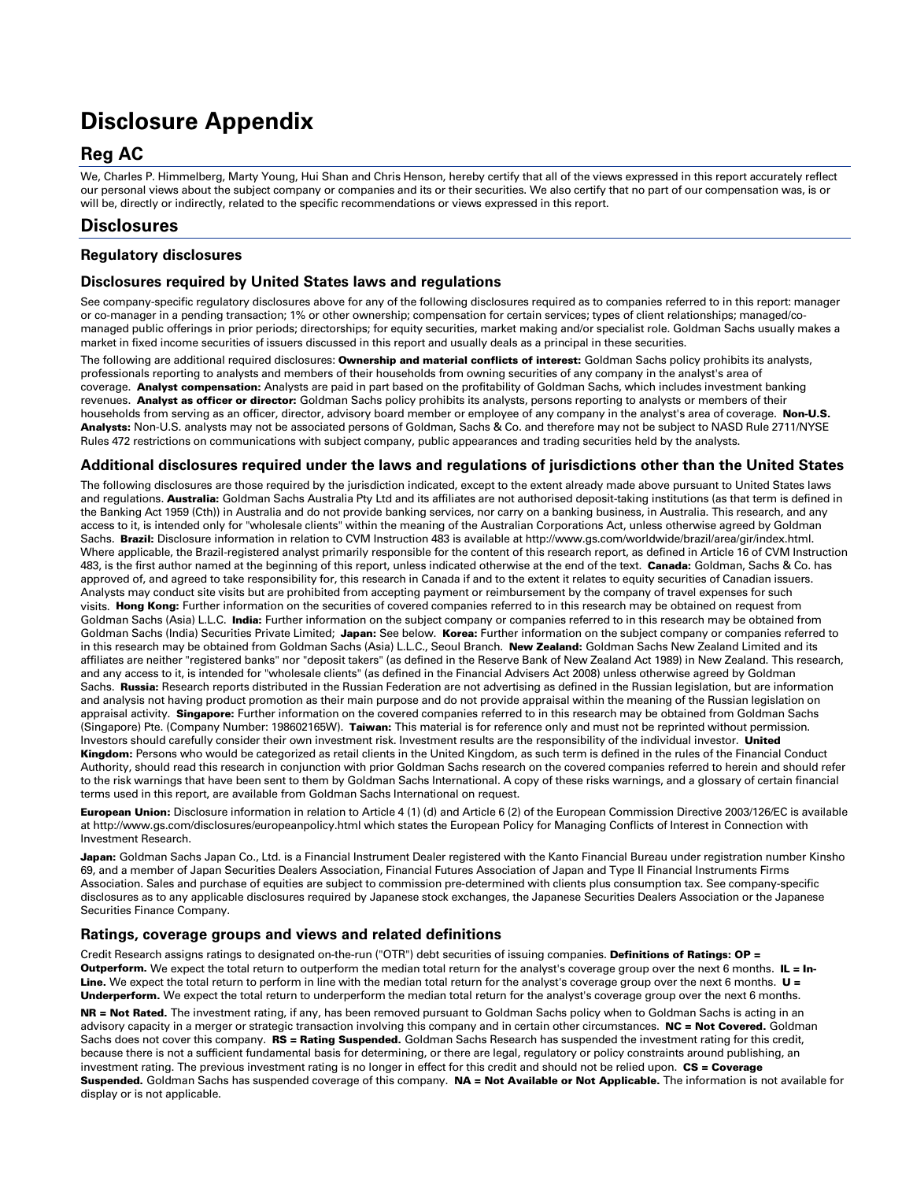# Disclosure Appendix

## Reg AC

We, Charles P. Himmelberg, Marty Young, Hui Shan and Chris Henson, hereby certify that all of the views expressed in this report accurately reflect our personal views about the subject company or companies and its or their securities. We also certify that no part of our compensation was, is or will be, directly or indirectly, related to the specific recommendations or views expressed in this report.

## Disclosures

### Regulatory disclosures

### Disclosures required by United States laws and regulations

See company-specific regulatory disclosures above for any of the following disclosures required as to companies referred to in this report: manager or co-manager in a pending transaction; 1% or other ownership; compensation for certain services; types of client relationships; managed/co-managed public offerings in prior periods; directorships; for equity securities, market making and/or specialist role. Goldman Sachs usually makes a market in fixed income securities of issuers discussed in this report and usually deals as a principal in these securities.

The following are additional required disclosures: **Ownership and material conflicts of interest:** Goldman Sachs policy prohibits its analysts, professionals reporting to analysts and members of their households from owning securities of any company in the analyst's area of coverage. **Analyst compensation:** Analysts are paid in part based on the profitability of Goldman Sachs, which includes investment banking revenues. **Analyst as officer or director:** Goldman Sachs policy prohibits its analysts, persons reporting to analysts or members of their households from serving as an officer, director, advisory board member or employee of any company in the analyst's area of coverage. **Non-U.S. Analysts:** Non-U.S. analysts may not be associated persons of Goldman, Sachs & Co. and therefore may not be subject to NASD Rule 2711/NYSE Rules 472 restrictions on communications with subject company, public appearances and trading securities held by the analysts.

### Additional disclosures required under the laws and regulations of jurisdictions other than the United States

The following disclosures are those required by the jurisdiction indicated, except to the extent already made above pursuant to United States laws and regulations. **Australia:** Goldman Sachs Australia Pty Ltd and its affiliates are not authorised deposit-taking institutions (as that term is defined in the Banking Act 1959 (Cth)) in Australia and do not provide banking services, nor carry on a banking business, in Australia. This research, and any access to it, is intended only for "wholesale clients" within the meaning of the Australian Corporations Act, unless otherwise agreed by Goldman Sachs. **Brazil:** Disclosure information in relation to CVM Instruction 483 is available at http://www.gs.com/worldwide/brazil/area/gir/index.html. Where applicable, the Brazil-registered analyst primarily responsible for the content of this research report, as defined in Article 16 of CVM Instruction 483, is the first author named at the beginning of this report, unless indicated otherwise at the end of the text. **Canada:** Goldman, Sachs & Co. has approved of, and agreed to take responsibility for, this research in Canada if and to the extent it relates to equity securities of Canadian issuers. Analysts may conduct site visits but are prohibited from accepting payment or reimbursement by the company of travel expenses for such visits. **Hong Kong:** Further information on the securities of covered companies referred to in this research may be obtained on request from Goldman Sachs (Asia) L.L.C. **India:** Further information on the subject company or companies referred to in this research may be obtained from Goldman Sachs (India) Securities Private Limited; **Japan:** See below. **Korea:** Further information on the subject company or companies referred to in this research may be obtained from Goldman Sachs (Asia) L.L.C., Seoul Branch. **New Zealand:** Goldman Sachs New Zealand Limited and its affiliates are neither "registered banks" nor "deposit takers" (as defined in the Reserve Bank of New Zealand Act 1989) in New Zealand. This research, and any access to it, is intended for "wholesale clients" (as defined in the Financial Advisers Act 2008) unless otherwise agreed by Goldman Sachs. **Russia:** Research reports distributed in the Russian Federation are not advertising as defined in the Russian legislation, but are information and analysis not having product promotion as their main purpose and do not provide appraisal within the meaning of the Russian legislation on appraisal activity. **Singapore:** Further information on the covered companies referred to in this research may be obtained from Goldman Sachs (Singapore) Pte. (Company Number: 198602165W). **Taiwan:** This material is for reference only and must not be reprinted without permission. Investors should carefully consider their own investment risk. Investment results are the responsibility of the individual investor. **United Kingdom:** Persons who would be categorized as retail clients in the United Kingdom, as such term is defined in the rules of the Financial Conduct Authority, should read this research in conjunction with prior Goldman Sachs research on the covered companies referred to herein and should refer to the risk warnings that have been sent to them by Goldman Sachs International. A copy of these risks warnings, and a glossary of certain financial terms used in this report, are available from Goldman Sachs International on request.

**European Union:** Disclosure information in relation to Article 4 (1) (d) and Article 6 (2) of the European Commission Directive 2003/126/EC is available at http://www.gs.com/disclosures/europeanpolicy.html which states the European Policy for Managing Conflicts of Interest in Connection with Investment Research.

**Japan:** Goldman Sachs Japan Co., Ltd. is a Financial Instrument Dealer registered with the Kanto Financial Bureau under registration number Kinsho 69, and a member of Japan Securities Dealers Association, Financial Futures Association of Japan and Type II Financial Instruments Firms Association. Sales and purchase of equities are subject to commission pre-determined with clients plus consumption tax. See company-specific disclosures as to any applicable disclosures required by Japanese stock exchanges, the Japanese Securities Dealers Association or the Japanese Securities Finance Company.

### Ratings, coverage groups and views and related definitions

Credit Research assigns ratings to designated on-the-run ("OTR") debt securities of issuing companies. **Definitions of Ratings: OP = Outperform.** We expect the total return to outperform the median total return for the analyst's coverage group over the next 6 months. **IL = In-Line.** We expect the total return to perform in line with the median total return for the analyst's coverage group over the next 6 months. **U = Underperform.** We expect the total return to underperform the median total return for the analyst's coverage group over the next 6 months.

**NR = Not Rated.** The investment rating, if any, has been removed pursuant to Goldman Sachs policy when to Goldman Sachs is acting in an advisory capacity in a merger or strategic transaction involving this company and in certain other circumstances. **NC = Not Covered.** Goldman Sachs does not cover this company. **RS = Rating Suspended.** Goldman Sachs Research has suspended the investment rating for this credit, because there is not a sufficient fundamental basis for determining, or there are legal, regulatory or policy constraints around publishing, an investment rating. The previous investment rating is no longer in effect for this credit and should not be relied upon. **CS = Coverage Suspended.** Goldman Sachs has suspended coverage of this company. **NA = Not Available or Not Applicable.** The information is not available for display or is not applicable.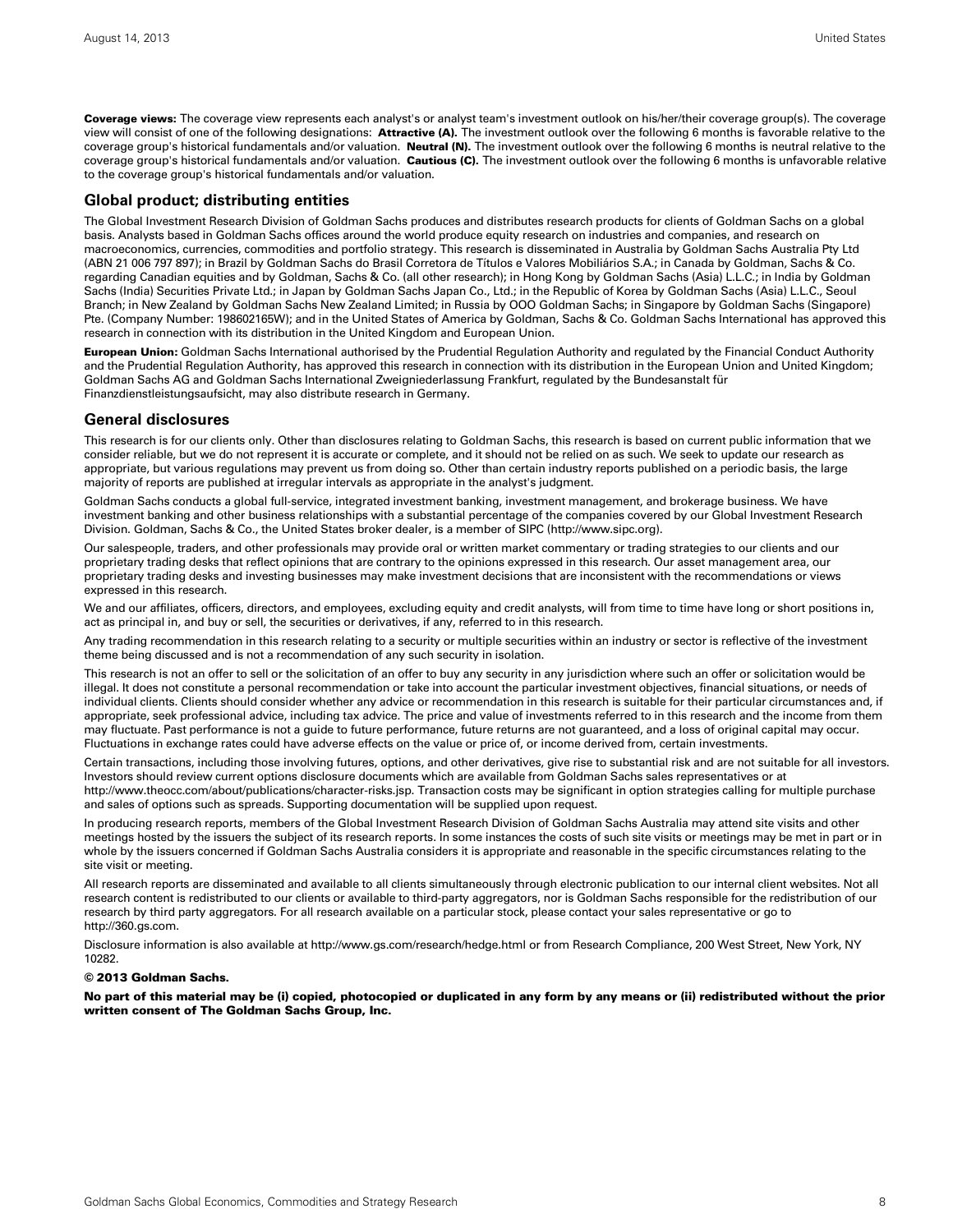**Coverage views:** The coverage view represents each analyst's or analyst team's investment outlook on his/her/their coverage group(s). The coverage view will consist of one of the following designations: **Attractive (A).** The investment outlook over the following 6 months is favorable relative to the coverage group's historical fundamentals and/or valuation. **Neutral (N).** The investment outlook over the following 6 months is neutral relative to the coverage group's historical fundamentals and/or valuation. **Cautious (C).** The investment outlook over the following 6 months is unfavorable relative to the coverage group's historical fundamentals and/or valuation.

## Global product; distributing entities

The Global Investment Research Division of Goldman Sachs produces and distributes research products for clients of Goldman Sachs on a global basis. Analysts based in Goldman Sachs offices around the world produce equity research on industries and companies, and research on macroeconomics, currencies, commodities and portfolio strategy. This research is disseminated in Australia by Goldman Sachs Australia Pty Ltd (ABN 21 006 797 897); in Brazil by Goldman Sachs do Brasil Corretora de Títulos e Valores Mobiliários S.A.; in Canada by Goldman, Sachs & Co. regarding Canadian equities and by Goldman, Sachs & Co. (all other research); in Hong Kong by Goldman Sachs (Asia) L.L.C.; in India by Goldman Sachs (India) Securities Private Ltd.; in Japan by Goldman Sachs Japan Co., Ltd.; in the Republic of Korea by Goldman Sachs (Asia) L.L.C., Seoul Branch; in New Zealand by Goldman Sachs New Zealand Limited; in Russia by OOO Goldman Sachs; in Singapore by Goldman Sachs (Singapore) Pte. (Company Number: 198602165W); and in the United States of America by Goldman, Sachs & Co. Goldman Sachs International has approved this research in connection with its distribution in the United Kingdom and European Union.

**European Union:** Goldman Sachs International authorised by the Prudential Regulation Authority and regulated by the Financial Conduct Authority and the Prudential Regulation Authority, has approved this research in connection with its distribution in the European Union and United Kingdom; Goldman Sachs AG and Goldman Sachs International Zweigniederlassung Frankfurt, regulated by the Bundesanstalt für Finanzdienstleistungsaufsicht, may also distribute research in Germany.

## General disclosures

This research is for our clients only. Other than disclosures relating to Goldman Sachs, this research is based on current public information that we consider reliable, but we do not represent it is accurate or complete, and it should not be relied on as such. We seek to update our research as appropriate, but various regulations may prevent us from doing so. Other than certain industry reports published on a periodic basis, the large majority of reports are published at irregular intervals as appropriate in the analyst's judgment.

Goldman Sachs conducts a global full-service, integrated investment banking, investment management, and brokerage business. We have investment banking and other business relationships with a substantial percentage of the companies covered by our Global Investment Research Division. Goldman, Sachs & Co., the United States broker dealer, is a member of SIPC (http://www.sipc.org).

Our salespeople, traders, and other professionals may provide oral or written market commentary or trading strategies to our clients and our proprietary trading desks that reflect opinions that are contrary to the opinions expressed in this research. Our asset management area, our proprietary trading desks and investing businesses may make investment decisions that are inconsistent with the recommendations or views expressed in this research.

We and our affiliates, officers, directors, and employees, excluding equity and credit analysts, will from time to time have long or short positions in, act as principal in, and buy or sell, the securities or derivatives, if any, referred to in this research.

Any trading recommendation in this research relating to a security or multiple securities within an industry or sector is reflective of the investment theme being discussed and is not a recommendation of any such security in isolation.

This research is not an offer to sell or the solicitation of an offer to buy any security in any jurisdiction where such an offer or solicitation would be illegal. It does not constitute a personal recommendation or take into account the particular investment objectives, financial situations, or needs of individual clients. Clients should consider whether any advice or recommendation in this research is suitable for their particular circumstances and, if appropriate, seek professional advice, including tax advice. The price and value of investments referred to in this research and the income from them may fluctuate. Past performance is not a guide to future performance, future returns are not guaranteed, and a loss of original capital may occur. Fluctuations in exchange rates could have adverse effects on the value or price of, or income derived from, certain investments.

Certain transactions, including those involving futures, options, and other derivatives, give rise to substantial risk and are not suitable for all investors. Investors should review current options disclosure documents which are available from Goldman Sachs sales representatives or at http://www.theocc.com/about/publications/character-risks.jsp. Transaction costs may be significant in option strategies calling for multiple purchase and sales of options such as spreads. Supporting documentation will be supplied upon request.

In producing research reports, members of the Global Investment Research Division of Goldman Sachs Australia may attend site visits and other meetings hosted by the issuers the subject of its research reports. In some instances the costs of such site visits or meetings may be met in part or in whole by the issuers concerned if Goldman Sachs Australia considers it is appropriate and reasonable in the specific circumstances relating to the site visit or meeting.

All research reports are disseminated and available to all clients simultaneously through electronic publication to our internal client websites. Not all research content is redistributed to our clients or available to third-party aggregators, nor is Goldman Sachs responsible for the redistribution of our research by third party aggregators. For all research available on a particular stock, please contact your sales representative or go to http://360.gs.com.

Disclosure information is also available at http://www.gs.com/research/hedge.html or from Research Compliance, 200 West Street, New York, NY 10282.

**© 2013 Goldman Sachs.**

**No part of this material may be (i) copied, photocopied or duplicated in any form by any means or (ii) redistributed without the prior written consent of The Goldman Sachs Group, Inc.**